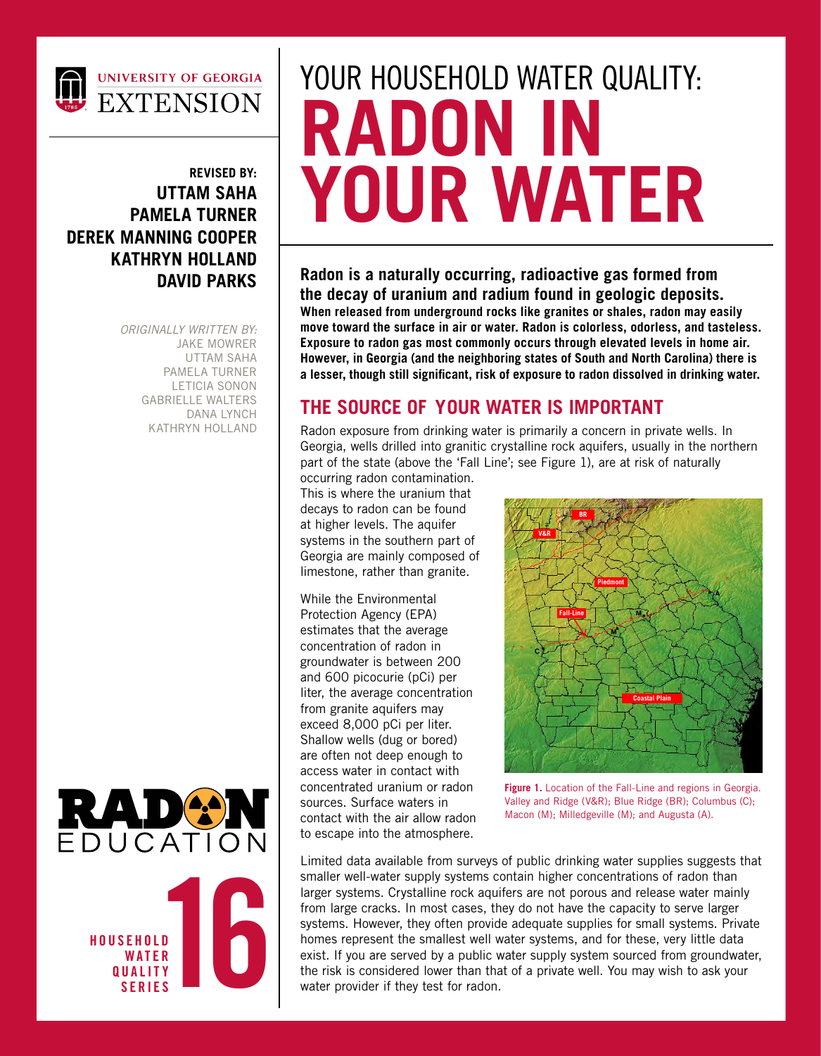UNIVERSITY OF GEORGIA EXTENSION

**REVISED BY:**
**UTTAM SAHA**
**PAMELA TURNER**
**DEREK MANNING COOPER**
**KATHRYN HOLLAND**
**DAVID PARKS**

*ORIGINALLY WRITTEN BY:*
JAKE MOWRER
UTTAM SAHA
PAMELA TURNER
LETICIA SONON
GABRIELLE WALTERS
DANA LYNCH
KATHRYN HOLLAND

RADON EDUCATION

HOUSEHOLD WATER QUALITY SERIES 16

# YOUR HOUSEHOLD WATER QUALITY: RADON IN YOUR WATER

**Radon is a naturally occurring, radioactive gas formed from the decay of uranium and radium found in geologic deposits. When released from underground rocks like granites or shales, radon may easily move toward the surface in air or water. Radon is colorless, odorless, and tasteless. Exposure to radon gas most commonly occurs through elevated levels in home air. However, in Georgia (and the neighboring states of South and North Carolina) there is a lesser, though still significant, risk of exposure to radon dissolved in drinking water.**

## THE SOURCE OF YOUR WATER IS IMPORTANT

Radon exposure from drinking water is primarily a concern in private wells. In Georgia, wells drilled into granitic crystalline rock aquifers, usually in the northern part of the state (above the 'Fall Line'; see Figure 1), are at risk of naturally occurring radon contamination. This is where the uranium that decays to radon can be found at higher levels. The aquifer systems in the southern part of Georgia are mainly composed of limestone, rather than granite.

While the Environmental Protection Agency (EPA) estimates that the average concentration of radon in groundwater is between 200 and 600 picocurie (pCi) per liter, the average concentration from granite aquifers may exceed 8,000 pCi per liter. Shallow wells (dug or bored) are often not deep enough to access water in contact with concentrated uranium or radon sources. Surface waters in contact with the air allow radon to escape into the atmosphere.

**Figure 1.** Location of the Fall-Line and regions in Georgia. Valley and Ridge (V&R); Blue Ridge (BR); Columbus (C); Macon (M); Milledgeville (M); and Augusta (A).

Limited data available from surveys of public drinking water supplies suggests that smaller well-water supply systems contain higher concentrations of radon than larger systems. Crystalline rock aquifers are not porous and release water mainly from large cracks. In most cases, they do not have the capacity to serve larger systems. However, they often provide adequate supplies for small systems. Private homes represent the smallest well water systems, and for these, very little data exist. If you are served by a public water supply system sourced from groundwater, the risk is considered lower than that of a private well. You may wish to ask your water provider if they test for radon.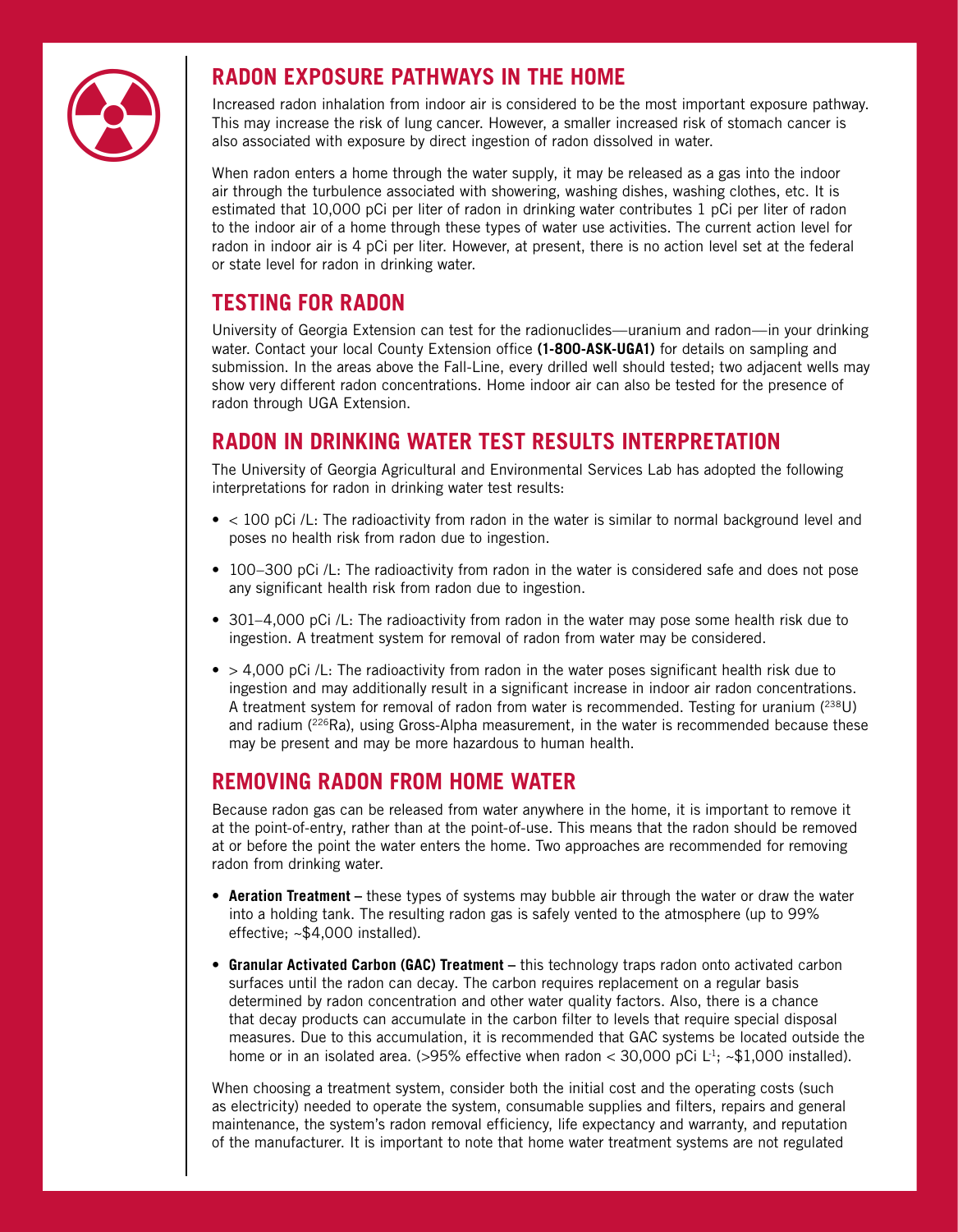## RADON EXPOSURE PATHWAYS IN THE HOME

Increased radon inhalation from indoor air is considered to be the most important exposure pathway. This may increase the risk of lung cancer. However, a smaller increased risk of stomach cancer is also associated with exposure by direct ingestion of radon dissolved in water.

When radon enters a home through the water supply, it may be released as a gas into the indoor air through the turbulence associated with showering, washing dishes, washing clothes, etc. It is estimated that 10,000 pCi per liter of radon in drinking water contributes 1 pCi per liter of radon to the indoor air of a home through these types of water use activities. The current action level for radon in indoor air is 4 pCi per liter. However, at present, there is no action level set at the federal or state level for radon in drinking water.

## TESTING FOR RADON

University of Georgia Extension can test for the radionuclides—uranium and radon—in your drinking water. Contact your local County Extension office **(1-800-ASK-UGA1)** for details on sampling and submission. In the areas above the Fall-Line, every drilled well should tested; two adjacent wells may show very different radon concentrations. Home indoor air can also be tested for the presence of radon through UGA Extension.

## RADON IN DRINKING WATER TEST RESULTS INTERPRETATION

The University of Georgia Agricultural and Environmental Services Lab has adopted the following interpretations for radon in drinking water test results:

- < 100 pCi /L: The radioactivity from radon in the water is similar to normal background level and poses no health risk from radon due to ingestion.
- 100–300 pCi /L: The radioactivity from radon in the water is considered safe and does not pose any significant health risk from radon due to ingestion.
- 301–4,000 pCi /L: The radioactivity from radon in the water may pose some health risk due to ingestion. A treatment system for removal of radon from water may be considered.
- > 4,000 pCi /L: The radioactivity from radon in the water poses significant health risk due to ingestion and may additionally result in a significant increase in indoor air radon concentrations. A treatment system for removal of radon from water is recommended. Testing for uranium ($^{238}U$) and radium ($^{226}Ra$), using Gross-Alpha measurement, in the water is recommended because these may be present and may be more hazardous to human health.

## REMOVING RADON FROM HOME WATER

Because radon gas can be released from water anywhere in the home, it is important to remove it at the point-of-entry, rather than at the point-of-use. This means that the radon should be removed at or before the point the water enters the home. Two approaches are recommended for removing radon from drinking water.

- **Aeration Treatment** – these types of systems may bubble air through the water or draw the water into a holding tank. The resulting radon gas is safely vented to the atmosphere (up to 99% effective; ~$4,000 installed).
- **Granular Activated Carbon (GAC) Treatment** – this technology traps radon onto activated carbon surfaces until the radon can decay. The carbon requires replacement on a regular basis determined by radon concentration and other water quality factors. Also, there is a chance that decay products can accumulate in the carbon filter to levels that require special disposal measures. Due to this accumulation, it is recommended that GAC systems be located outside the home or in an isolated area. (>95% effective when radon < 30,000 pCi $L^{-1}$; ~$1,000 installed).

When choosing a treatment system, consider both the initial cost and the operating costs (such as electricity) needed to operate the system, consumable supplies and filters, repairs and general maintenance, the system's radon removal efficiency, life expectancy and warranty, and reputation of the manufacturer. It is important to note that home water treatment systems are not regulated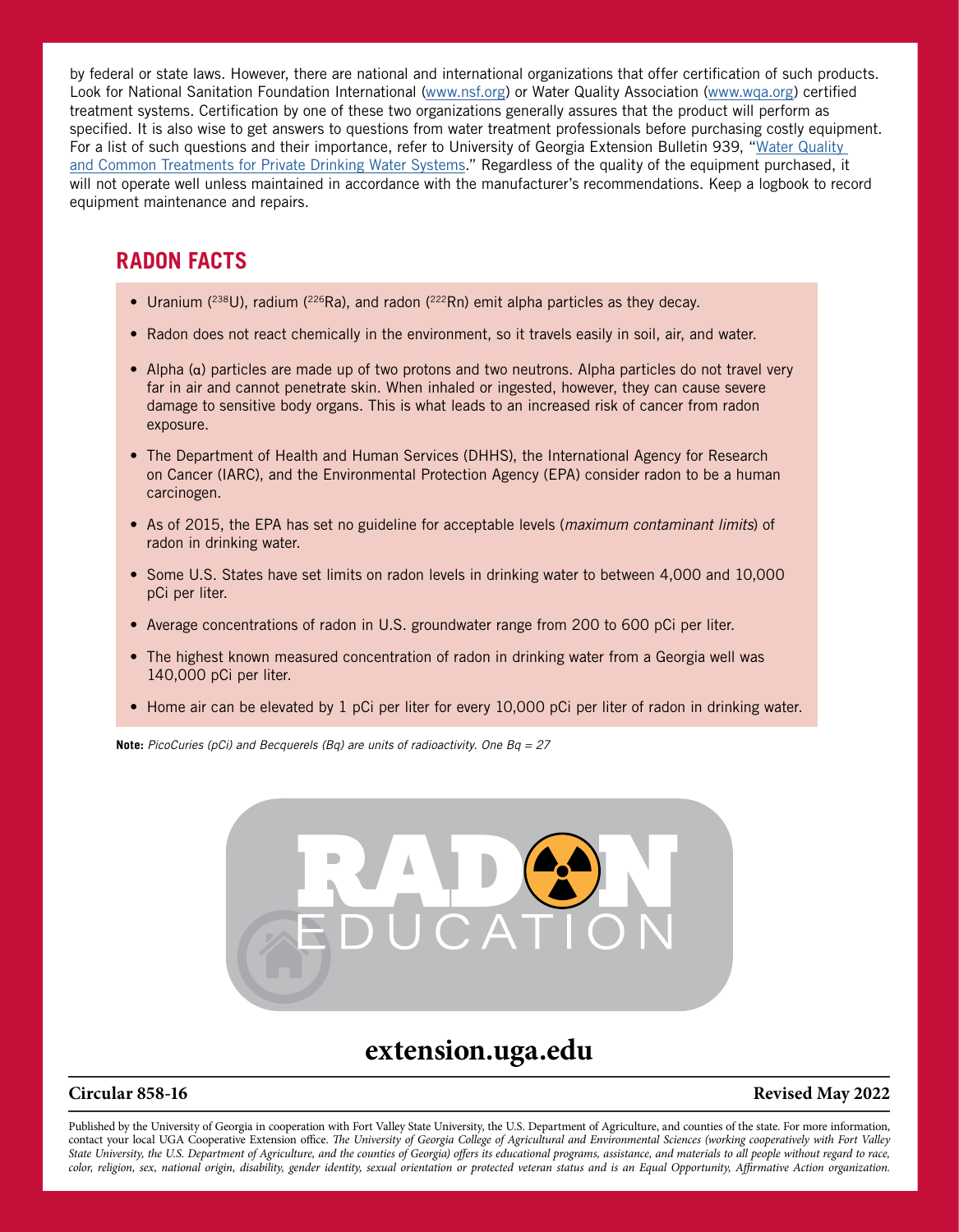by federal or state laws. However, there are national and international organizations that offer certification of such products. Look for National Sanitation Foundation International (www.nsf.org) or Water Quality Association (www.wqa.org) certified treatment systems. Certification by one of these two organizations generally assures that the product will perform as specified. It is also wise to get answers to questions from water treatment professionals before purchasing costly equipment. For a list of such questions and their importance, refer to University of Georgia Extension Bulletin 939, "Water Quality and Common Treatments for Private Drinking Water Systems." Regardless of the quality of the equipment purchased, it will not operate well unless maintained in accordance with the manufacturer's recommendations. Keep a logbook to record equipment maintenance and repairs.

## RADON FACTS

- Uranium ($^{238}U$), radium ($^{226}Ra$), and radon ($^{222}Rn$) emit alpha particles as they decay.
- Radon does not react chemically in the environment, so it travels easily in soil, air, and water.
- Alpha (α) particles are made up of two protons and two neutrons. Alpha particles do not travel very far in air and cannot penetrate skin. When inhaled or ingested, however, they can cause severe damage to sensitive body organs. This is what leads to an increased risk of cancer from radon exposure.
- The Department of Health and Human Services (DHHS), the International Agency for Research on Cancer (IARC), and the Environmental Protection Agency (EPA) consider radon to be a human carcinogen.
- As of 2015, the EPA has set no guideline for acceptable levels (*maximum contaminant limits*) of radon in drinking water.
- Some U.S. States have set limits on radon levels in drinking water to between 4,000 and 10,000 pCi per liter.
- Average concentrations of radon in U.S. groundwater range from 200 to 600 pCi per liter.
- The highest known measured concentration of radon in drinking water from a Georgia well was 140,000 pCi per liter.
- Home air can be elevated by 1 pCi per liter for every 10,000 pCi per liter of radon in drinking water.

**Note:** *PicoCuries (pCi) and Becquerels (Bq) are units of radioactivity. One Bq = 27*

RADON EDUCATION

**extension.uga.edu**

**Circular 858-16** **Revised May 2022**

Published by the University of Georgia in cooperation with Fort Valley State University, the U.S. Department of Agriculture, and counties of the state. For more information, contact your local UGA Cooperative Extension office. *The University of Georgia College of Agricultural and Environmental Sciences (working cooperatively with Fort Valley State University, the U.S. Department of Agriculture, and the counties of Georgia) offers its educational programs, assistance, and materials to all people without regard to race, color, religion, sex, national origin, disability, gender identity, sexual orientation or protected veteran status and is an Equal Opportunity, Affirmative Action organization.*